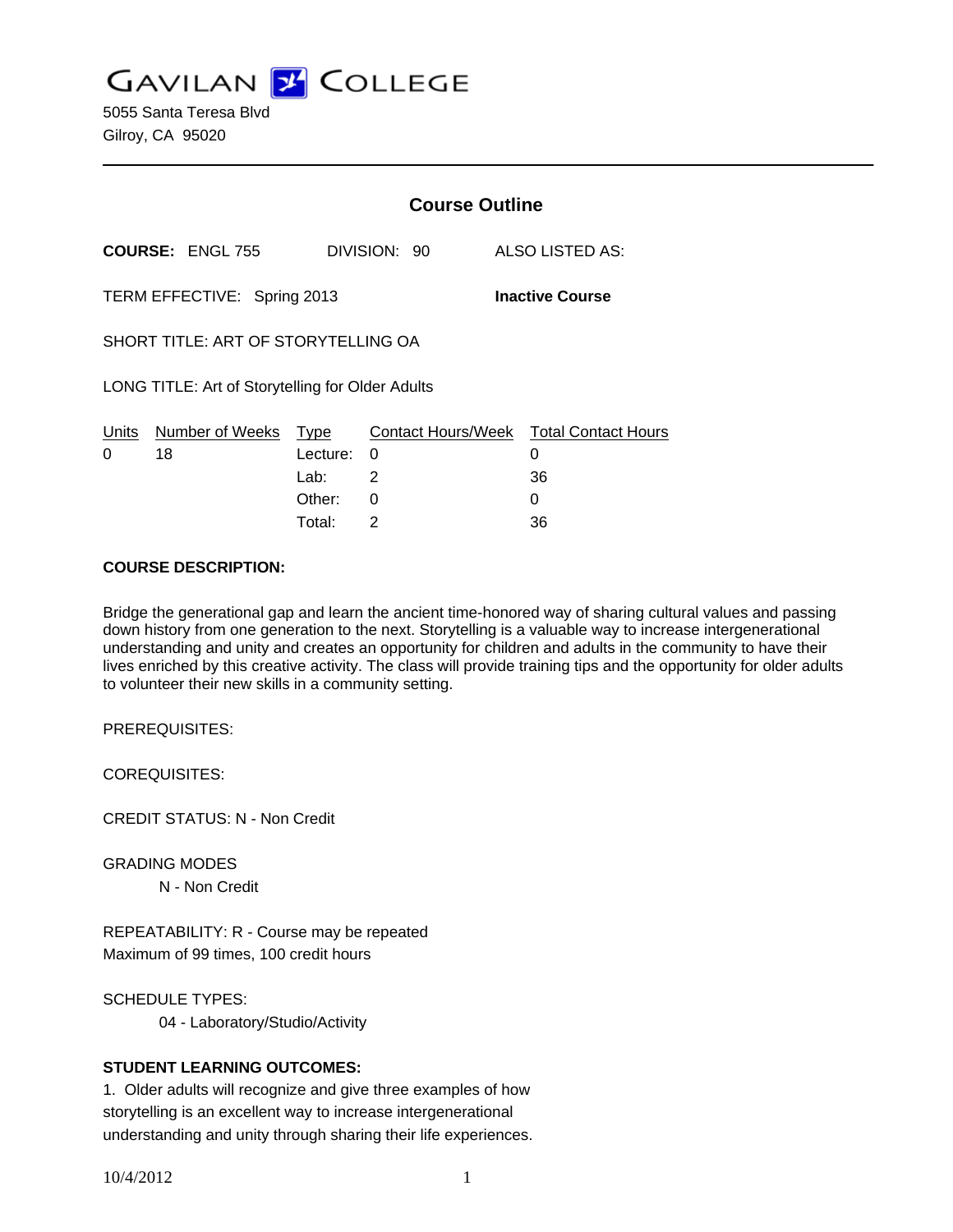# GAVILAN COLLEGE

5055 Santa Teresa Blvd
Gilroy, CA 95020

---

## Course Outline

**COURSE:** ENGL 755 DIVISION: 90 ALSO LISTED AS:

TERM EFFECTIVE: Spring 2013 **Inactive Course**

SHORT TITLE: ART OF STORYTELLING OA

LONG TITLE: Art of Storytelling for Older Adults

| Units | Number of Weeks | Type | Contact Hours/Week | Total Contact Hours |
|---|---|---|---|---|
| 0 | 18 | Lecture: | 0 | 0 |
| | | Lab: | 2 | 36 |
| | | Other: | 0 | 0 |
| | | Total: | 2 | 36 |

**COURSE DESCRIPTION:**

Bridge the generational gap and learn the ancient time-honored way of sharing cultural values and passing down history from one generation to the next. Storytelling is a valuable way to increase intergenerational understanding and unity and creates an opportunity for children and adults in the community to have their lives enriched by this creative activity. The class will provide training tips and the opportunity for older adults to volunteer their new skills in a community setting.

PREREQUISITES:

COREQUISITES:

CREDIT STATUS: N - Non Credit

GRADING MODES

N - Non Credit

REPEATABILITY: R - Course may be repeated
Maximum of 99 times, 100 credit hours

SCHEDULE TYPES:

04 - Laboratory/Studio/Activity

**STUDENT LEARNING OUTCOMES:**

1. Older adults will recognize and give three examples of how storytelling is an excellent way to increase intergenerational understanding and unity through sharing their life experiences.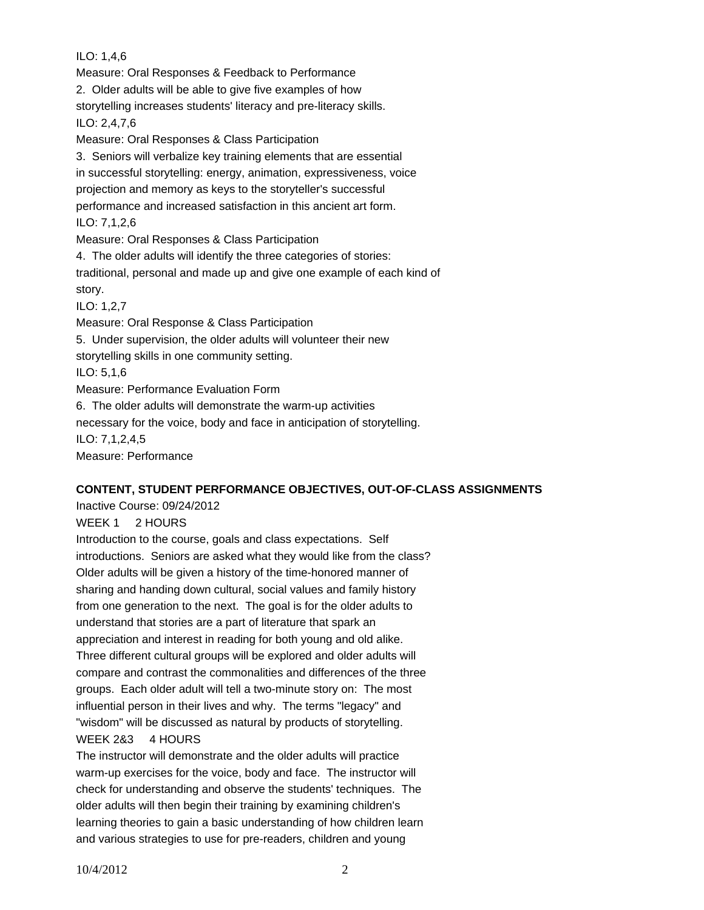ILO: 1,4,6

Measure: Oral Responses & Feedback to Performance

2. Older adults will be able to give five examples of how storytelling increases students' literacy and pre-literacy skills.

ILO: 2,4,7,6

Measure: Oral Responses & Class Participation

3. Seniors will verbalize key training elements that are essential in successful storytelling: energy, animation, expressiveness, voice projection and memory as keys to the storyteller's successful performance and increased satisfaction in this ancient art form.

ILO: 7,1,2,6

Measure: Oral Responses & Class Participation

4. The older adults will identify the three categories of stories: traditional, personal and made up and give one example of each kind of story.

ILO: 1,2,7

Measure: Oral Response & Class Participation

5. Under supervision, the older adults will volunteer their new storytelling skills in one community setting.

ILO: 5,1,6

Measure: Performance Evaluation Form

6. The older adults will demonstrate the warm-up activities necessary for the voice, body and face in anticipation of storytelling.

ILO: 7,1,2,4,5

Measure: Performance

**CONTENT, STUDENT PERFORMANCE OBJECTIVES, OUT-OF-CLASS ASSIGNMENTS**

Inactive Course: 09/24/2012

WEEK 1 2 HOURS

Introduction to the course, goals and class expectations. Self introductions. Seniors are asked what they would like from the class? Older adults will be given a history of the time-honored manner of sharing and handing down cultural, social values and family history from one generation to the next. The goal is for the older adults to understand that stories are a part of literature that spark an appreciation and interest in reading for both young and old alike. Three different cultural groups will be explored and older adults will compare and contrast the commonalities and differences of the three groups. Each older adult will tell a two-minute story on: The most influential person in their lives and why. The terms "legacy" and "wisdom" will be discussed as natural by products of storytelling.

WEEK 2&3 4 HOURS

The instructor will demonstrate and the older adults will practice warm-up exercises for the voice, body and face. The instructor will check for understanding and observe the students' techniques. The older adults will then begin their training by examining children's learning theories to gain a basic understanding of how children learn and various strategies to use for pre-readers, children and young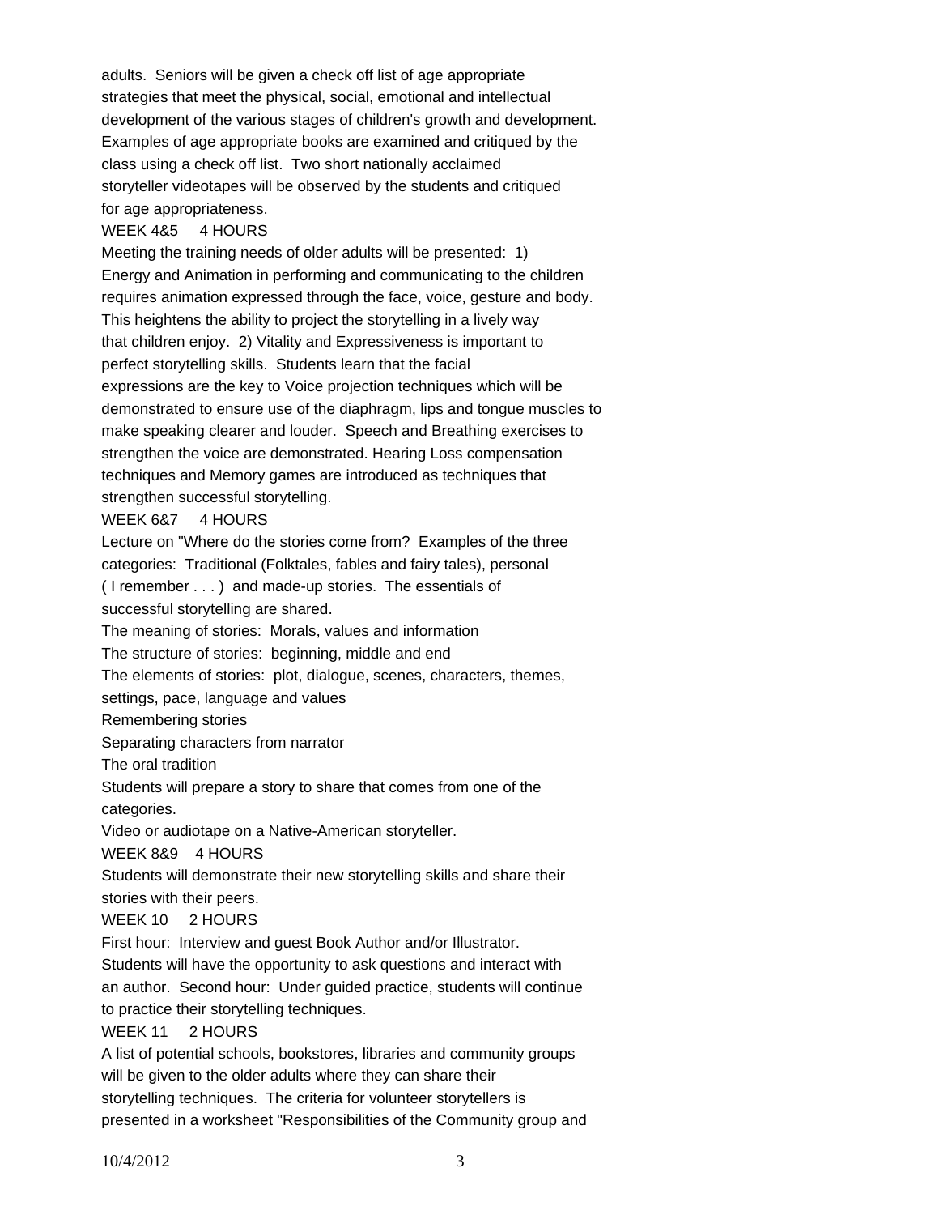adults. Seniors will be given a check off list of age appropriate strategies that meet the physical, social, emotional and intellectual development of the various stages of children's growth and development. Examples of age appropriate books are examined and critiqued by the class using a check off list. Two short nationally acclaimed storyteller videotapes will be observed by the students and critiqued for age appropriateness.

WEEK 4&5 4 HOURS

Meeting the training needs of older adults will be presented: 1) Energy and Animation in performing and communicating to the children requires animation expressed through the face, voice, gesture and body. This heightens the ability to project the storytelling in a lively way that children enjoy. 2) Vitality and Expressiveness is important to perfect storytelling skills. Students learn that the facial expressions are the key to Voice projection techniques which will be demonstrated to ensure use of the diaphragm, lips and tongue muscles to make speaking clearer and louder. Speech and Breathing exercises to strengthen the voice are demonstrated. Hearing Loss compensation techniques and Memory games are introduced as techniques that strengthen successful storytelling.

WEEK 6&7 4 HOURS

Lecture on "Where do the stories come from? Examples of the three categories: Traditional (Folktales, fables and fairy tales), personal ( I remember . . . ) and made-up stories. The essentials of successful storytelling are shared.

The meaning of stories: Morals, values and information

The structure of stories: beginning, middle and end

The elements of stories: plot, dialogue, scenes, characters, themes, settings, pace, language and values

Remembering stories

Separating characters from narrator

The oral tradition

Students will prepare a story to share that comes from one of the categories.

Video or audiotape on a Native-American storyteller.

WEEK 8&9 4 HOURS

Students will demonstrate their new storytelling skills and share their stories with their peers.

WEEK 10 2 HOURS

First hour: Interview and guest Book Author and/or Illustrator. Students will have the opportunity to ask questions and interact with an author. Second hour: Under guided practice, students will continue to practice their storytelling techniques.

WEEK 11 2 HOURS

A list of potential schools, bookstores, libraries and community groups will be given to the older adults where they can share their storytelling techniques. The criteria for volunteer storytellers is presented in a worksheet "Responsibilities of the Community group and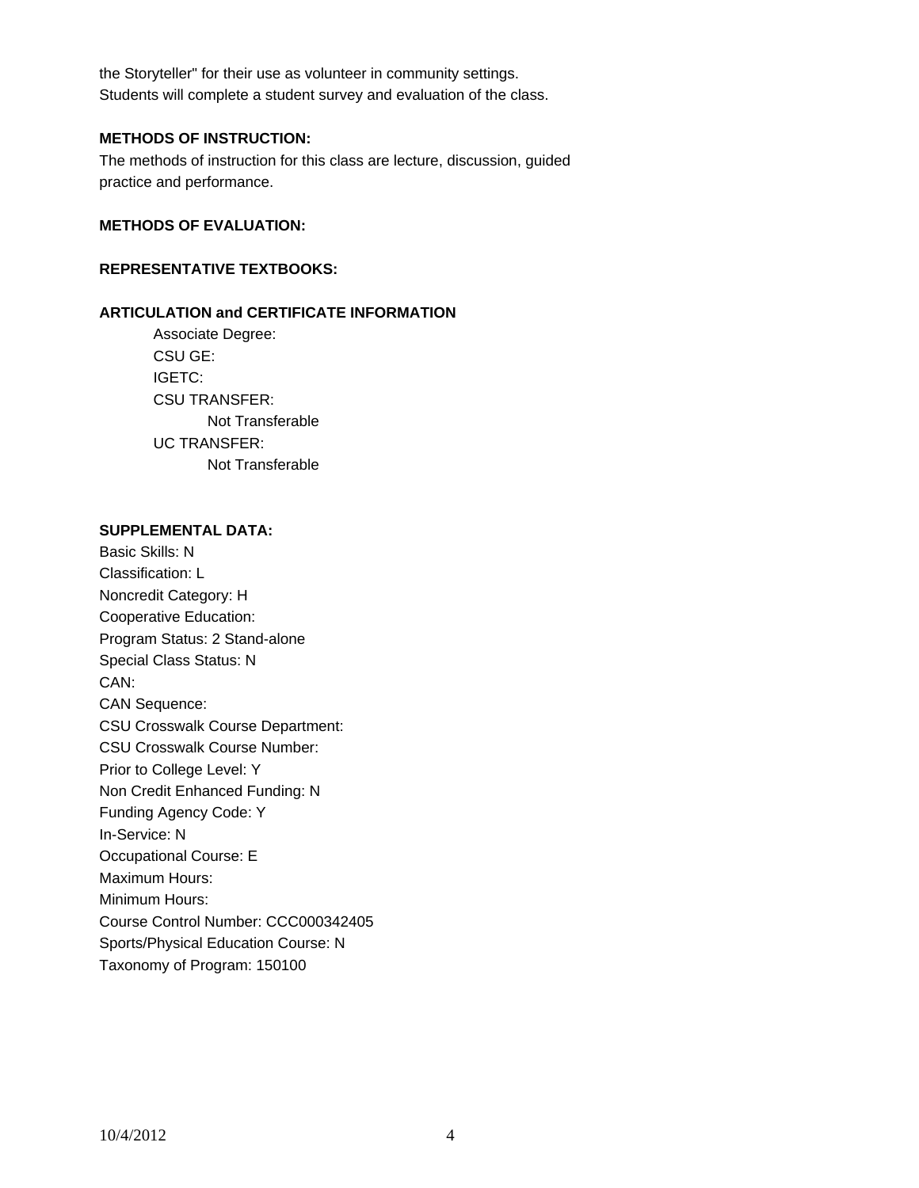the Storyteller" for their use as volunteer in community settings.
Students will complete a student survey and evaluation of the class.

**METHODS OF INSTRUCTION:**

The methods of instruction for this class are lecture, discussion, guided practice and performance.

**METHODS OF EVALUATION:**

**REPRESENTATIVE TEXTBOOKS:**

**ARTICULATION and CERTIFICATE INFORMATION**

Associate Degree:
CSU GE:
IGETC:
CSU TRANSFER:
Not Transferable
UC TRANSFER:
Not Transferable

**SUPPLEMENTAL DATA:**

Basic Skills: N
Classification: L
Noncredit Category: H
Cooperative Education:
Program Status: 2 Stand-alone
Special Class Status: N
CAN:
CAN Sequence:
CSU Crosswalk Course Department:
CSU Crosswalk Course Number:
Prior to College Level: Y
Non Credit Enhanced Funding: N
Funding Agency Code: Y
In-Service: N
Occupational Course: E
Maximum Hours:
Minimum Hours:
Course Control Number: CCC000342405
Sports/Physical Education Course: N
Taxonomy of Program: 150100